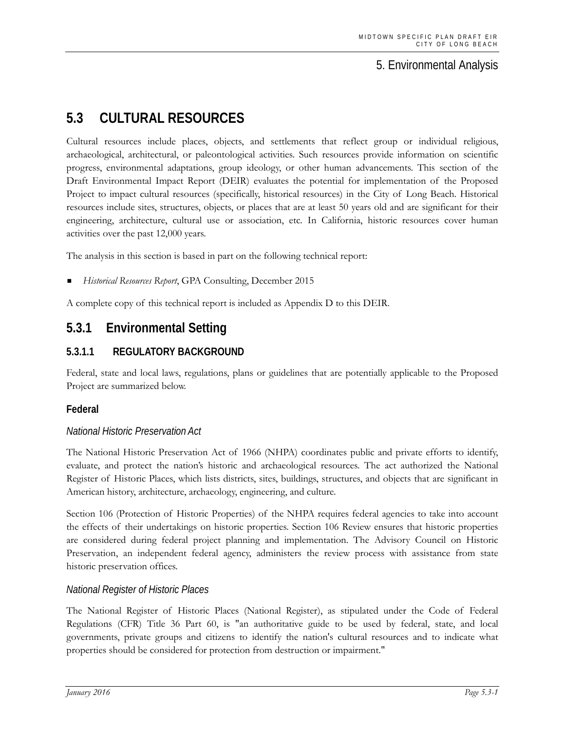# 5.3 CULTURAL RESOURCES

Cultural resources include places, objects, and settlements that reflect group or individual religious, archaeological, architectural, or paleontological activities. Such resources provide information on scientific progress, environmental adaptations, group ideology, or other human advancements. This section of the Draft Environmental Impact Report (DEIR) evaluates the potential for implementation of the Proposed Project to impact cultural resources (specifically, historical resources) in the City of Long Beach. Historical resources include sites, structures, objects, or places that are at least 50 years old and are significant for their engineering, architecture, cultural use or association, etc. In California, historic resources cover human activities over the past 12,000 years.

The analysis in this section is based in part on the following technical report:

- *Historical Resources Report*, GPA Consulting, December 2015

A complete copy of this technical report is included as Appendix D to this DEIR.

## 5.3.1 Environmental Setting

### 5.3.1.1 REGULATORY BACKGROUND

Federal, state and local laws, regulations, plans or guidelines that are potentially applicable to the Proposed Project are summarized below.

#### Federal

*National Historic Preservation Act*

The National Historic Preservation Act of 1966 (NHPA) coordinates public and private efforts to identify, evaluate, and protect the nation's historic and archaeological resources. The act authorized the National Register of Historic Places, which lists districts, sites, buildings, structures, and objects that are significant in American history, architecture, archaeology, engineering, and culture.

Section 106 (Protection of Historic Properties) of the NHPA requires federal agencies to take into account the effects of their undertakings on historic properties. Section 106 Review ensures that historic properties are considered during federal project planning and implementation. The Advisory Council on Historic Preservation, an independent federal agency, administers the review process with assistance from state historic preservation offices.

*National Register of Historic Places*

The National Register of Historic Places (National Register), as stipulated under the Code of Federal Regulations (CFR) Title 36 Part 60, is "an authoritative guide to be used by federal, state, and local governments, private groups and citizens to identify the nation's cultural resources and to indicate what properties should be considered for protection from destruction or impairment."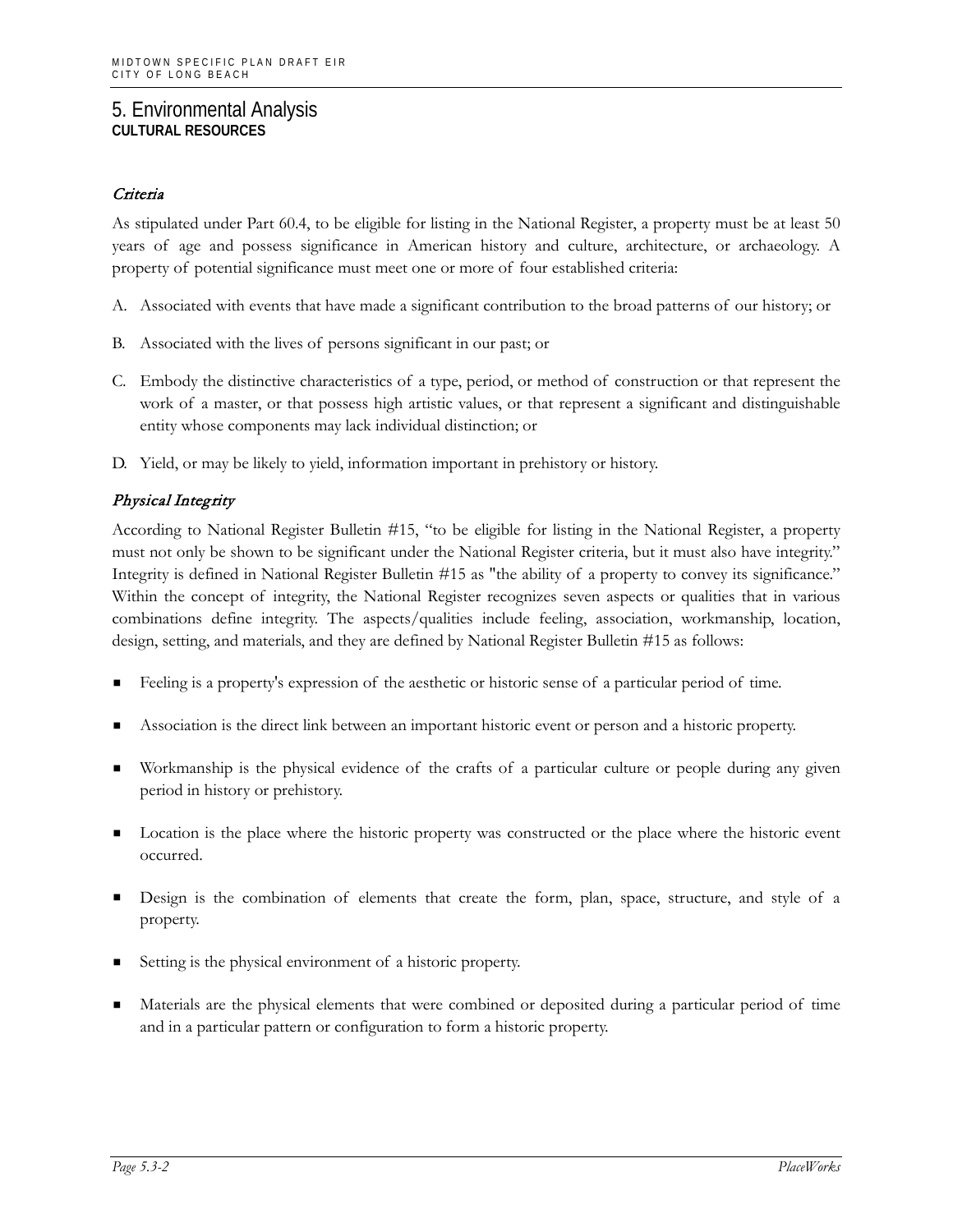# 5. Environmental Analysis

## CULTURAL RESOURCES

### *Criteria*

As stipulated under Part 60.4, to be eligible for listing in the National Register, a property must be at least 50 years of age and possess significance in American history and culture, architecture, or archaeology. A property of potential significance must meet one or more of four established criteria:

A. Associated with events that have made a significant contribution to the broad patterns of our history; or

B. Associated with the lives of persons significant in our past; or

C. Embody the distinctive characteristics of a type, period, or method of construction or that represent the work of a master, or that possess high artistic values, or that represent a significant and distinguishable entity whose components may lack individual distinction; or

D. Yield, or may be likely to yield, information important in prehistory or history.

### *Physical Integrity*

According to National Register Bulletin #15, "to be eligible for listing in the National Register, a property must not only be shown to be significant under the National Register criteria, but it must also have integrity." Integrity is defined in National Register Bulletin #15 as "the ability of a property to convey its significance." Within the concept of integrity, the National Register recognizes seven aspects or qualities that in various combinations define integrity. The aspects/qualities include feeling, association, workmanship, location, design, setting, and materials, and they are defined by National Register Bulletin #15 as follows:

- Feeling is a property's expression of the aesthetic or historic sense of a particular period of time.
- Association is the direct link between an important historic event or person and a historic property.
- Workmanship is the physical evidence of the crafts of a particular culture or people during any given period in history or prehistory.
- Location is the place where the historic property was constructed or the place where the historic event occurred.
- Design is the combination of elements that create the form, plan, space, structure, and style of a property.
- Setting is the physical environment of a historic property.
- Materials are the physical elements that were combined or deposited during a particular period of time and in a particular pattern or configuration to form a historic property.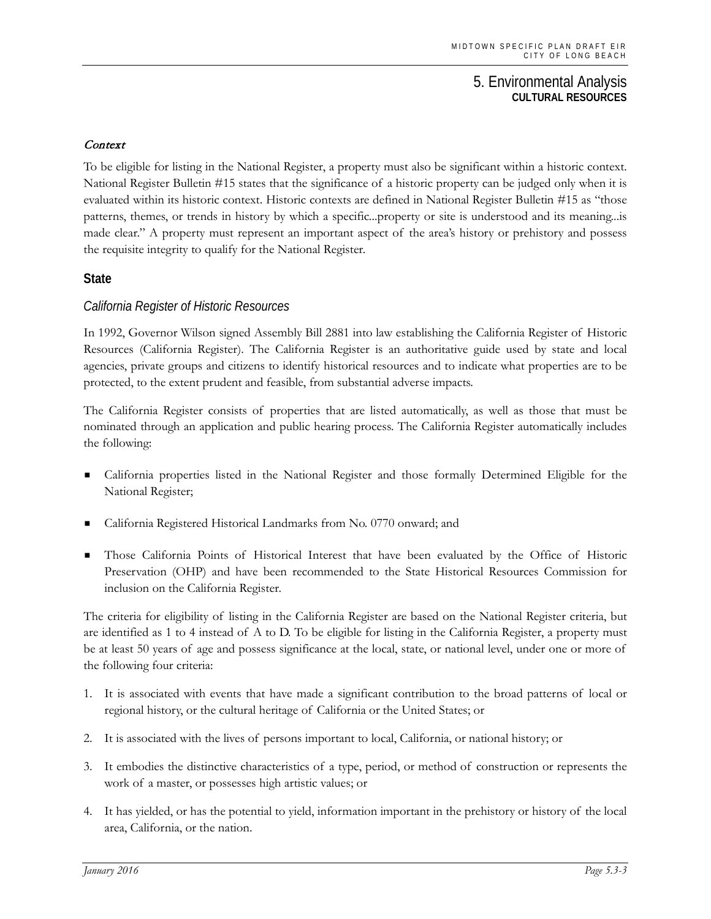#### *Context*

To be eligible for listing in the National Register, a property must also be significant within a historic context. National Register Bulletin #15 states that the significance of a historic property can be judged only when it is evaluated within its historic context. Historic contexts are defined in National Register Bulletin #15 as "those patterns, themes, or trends in history by which a specific...property or site is understood and its meaning...is made clear." A property must represent an important aspect of the area's history or prehistory and possess the requisite integrity to qualify for the National Register.

## State

### *California Register of Historic Resources*

In 1992, Governor Wilson signed Assembly Bill 2881 into law establishing the California Register of Historic Resources (California Register). The California Register is an authoritative guide used by state and local agencies, private groups and citizens to identify historical resources and to indicate what properties are to be protected, to the extent prudent and feasible, from substantial adverse impacts.

The California Register consists of properties that are listed automatically, as well as those that must be nominated through an application and public hearing process. The California Register automatically includes the following:

- California properties listed in the National Register and those formally Determined Eligible for the National Register;
- California Registered Historical Landmarks from No. 0770 onward; and
- Those California Points of Historical Interest that have been evaluated by the Office of Historic Preservation (OHP) and have been recommended to the State Historical Resources Commission for inclusion on the California Register.

The criteria for eligibility of listing in the California Register are based on the National Register criteria, but are identified as 1 to 4 instead of A to D. To be eligible for listing in the California Register, a property must be at least 50 years of age and possess significance at the local, state, or national level, under one or more of the following four criteria:

1. It is associated with events that have made a significant contribution to the broad patterns of local or regional history, or the cultural heritage of California or the United States; or
2. It is associated with the lives of persons important to local, California, or national history; or
3. It embodies the distinctive characteristics of a type, period, or method of construction or represents the work of a master, or possesses high artistic values; or
4. It has yielded, or has the potential to yield, information important in the prehistory or history of the local area, California, or the nation.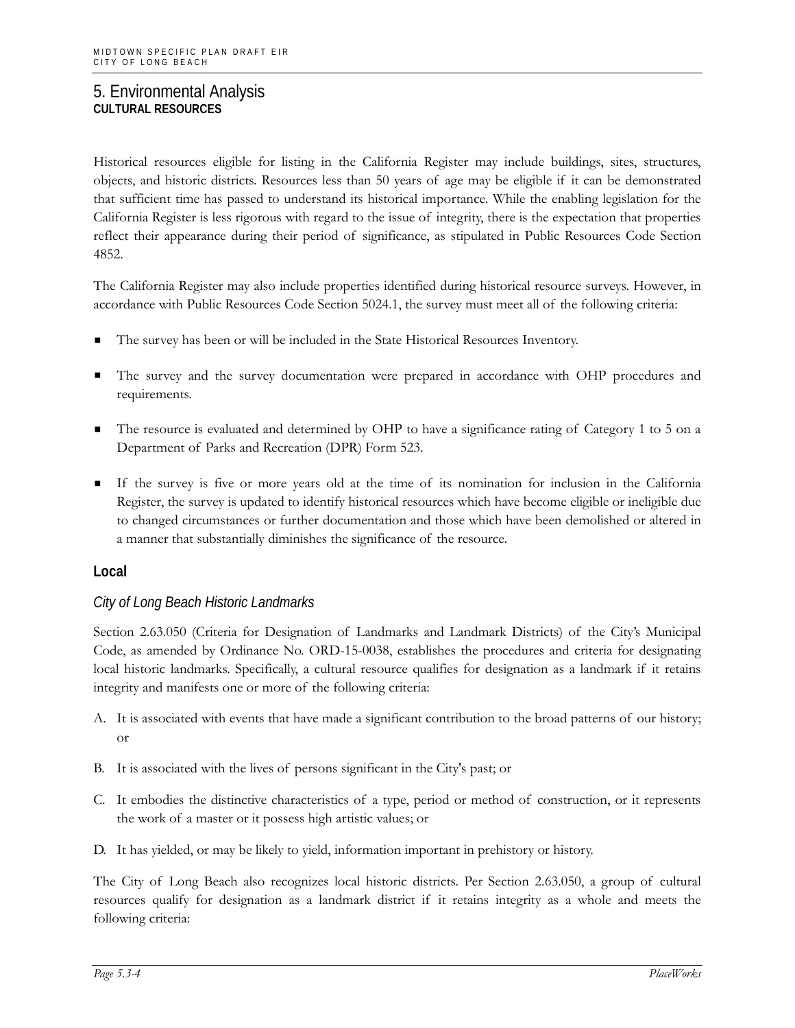Historical resources eligible for listing in the California Register may include buildings, sites, structures, objects, and historic districts. Resources less than 50 years of age may be eligible if it can be demonstrated that sufficient time has passed to understand its historical importance. While the enabling legislation for the California Register is less rigorous with regard to the issue of integrity, there is the expectation that properties reflect their appearance during their period of significance, as stipulated in Public Resources Code Section 4852.

The California Register may also include properties identified during historical resource surveys. However, in accordance with Public Resources Code Section 5024.1, the survey must meet all of the following criteria:

- The survey has been or will be included in the State Historical Resources Inventory.
- The survey and the survey documentation were prepared in accordance with OHP procedures and requirements.
- The resource is evaluated and determined by OHP to have a significance rating of Category 1 to 5 on a Department of Parks and Recreation (DPR) Form 523.
- If the survey is five or more years old at the time of its nomination for inclusion in the California Register, the survey is updated to identify historical resources which have become eligible or ineligible due to changed circumstances or further documentation and those which have been demolished or altered in a manner that substantially diminishes the significance of the resource.

### Local

#### *City of Long Beach Historic Landmarks*

Section 2.63.050 (Criteria for Designation of Landmarks and Landmark Districts) of the City's Municipal Code, as amended by Ordinance No. ORD-15-0038, establishes the procedures and criteria for designating local historic landmarks. Specifically, a cultural resource qualifies for designation as a landmark if it retains integrity and manifests one or more of the following criteria:

A. It is associated with events that have made a significant contribution to the broad patterns of our history; or

B. It is associated with the lives of persons significant in the City's past; or

C. It embodies the distinctive characteristics of a type, period or method of construction, or it represents the work of a master or it possess high artistic values; or

D. It has yielded, or may be likely to yield, information important in prehistory or history.

The City of Long Beach also recognizes local historic districts. Per Section 2.63.050, a group of cultural resources qualify for designation as a landmark district if it retains integrity as a whole and meets the following criteria: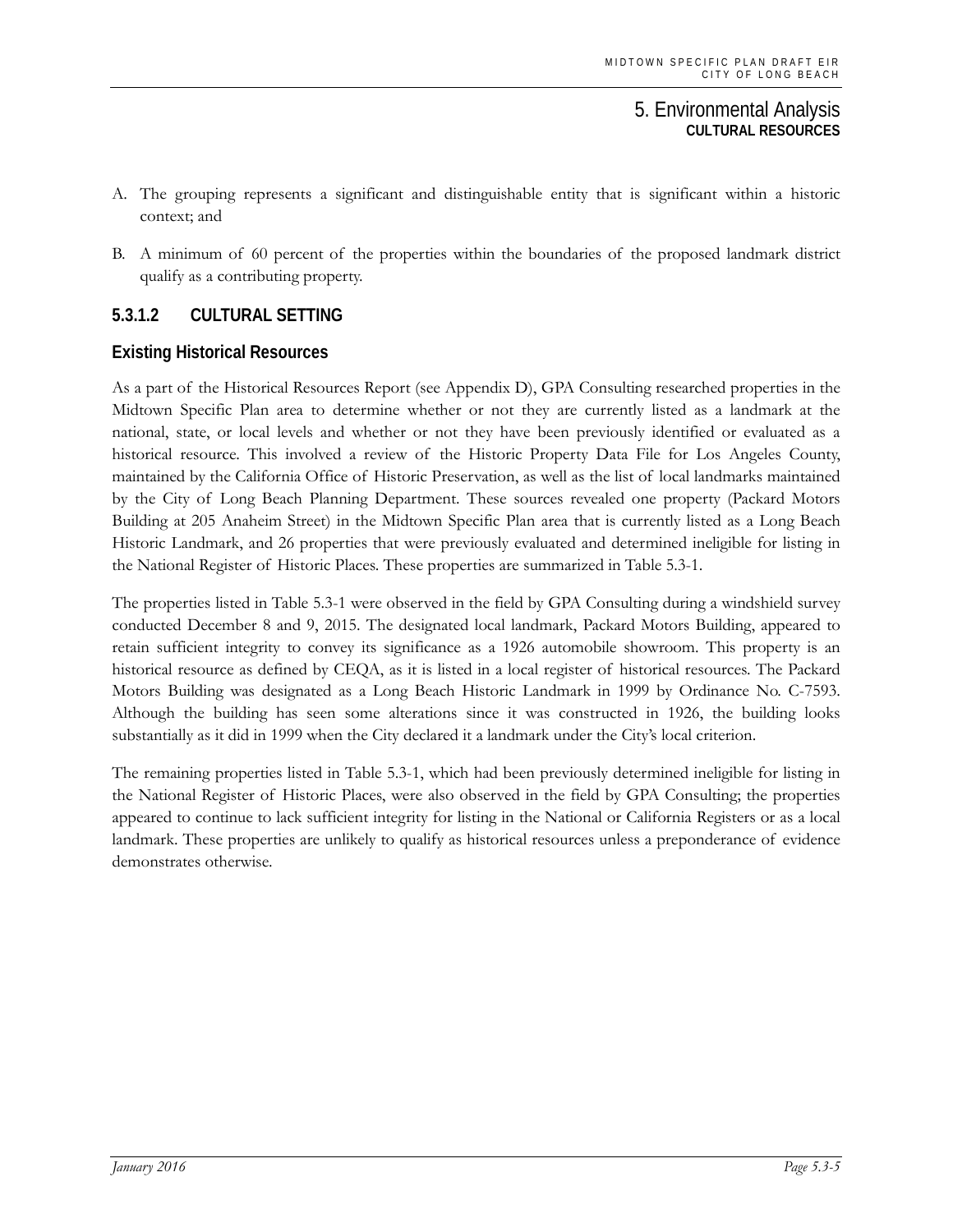A. The grouping represents a significant and distinguishable entity that is significant within a historic context; and

B. A minimum of 60 percent of the properties within the boundaries of the proposed landmark district qualify as a contributing property.

### 5.3.1.2 CULTURAL SETTING

#### Existing Historical Resources

As a part of the Historical Resources Report (see Appendix D), GPA Consulting researched properties in the Midtown Specific Plan area to determine whether or not they are currently listed as a landmark at the national, state, or local levels and whether or not they have been previously identified or evaluated as a historical resource. This involved a review of the Historic Property Data File for Los Angeles County, maintained by the California Office of Historic Preservation, as well as the list of local landmarks maintained by the City of Long Beach Planning Department. These sources revealed one property (Packard Motors Building at 205 Anaheim Street) in the Midtown Specific Plan area that is currently listed as a Long Beach Historic Landmark, and 26 properties that were previously evaluated and determined ineligible for listing in the National Register of Historic Places. These properties are summarized in Table 5.3-1.

The properties listed in Table 5.3-1 were observed in the field by GPA Consulting during a windshield survey conducted December 8 and 9, 2015. The designated local landmark, Packard Motors Building, appeared to retain sufficient integrity to convey its significance as a 1926 automobile showroom. This property is an historical resource as defined by CEQA, as it is listed in a local register of historical resources. The Packard Motors Building was designated as a Long Beach Historic Landmark in 1999 by Ordinance No. C-7593. Although the building has seen some alterations since it was constructed in 1926, the building looks substantially as it did in 1999 when the City declared it a landmark under the City's local criterion.

The remaining properties listed in Table 5.3-1, which had been previously determined ineligible for listing in the National Register of Historic Places, were also observed in the field by GPA Consulting; the properties appeared to continue to lack sufficient integrity for listing in the National or California Registers or as a local landmark. These properties are unlikely to qualify as historical resources unless a preponderance of evidence demonstrates otherwise.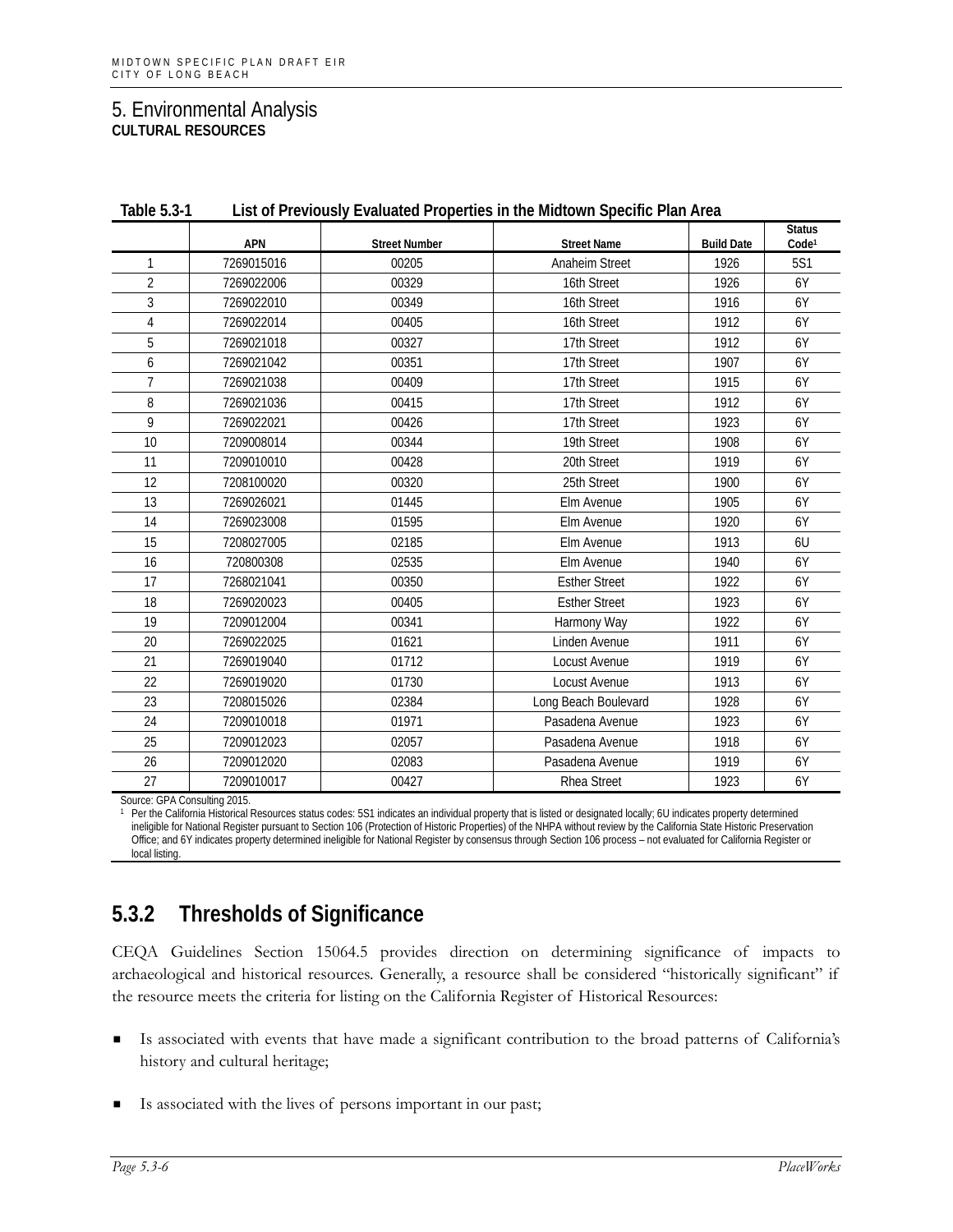# 5. Environmental Analysis

## CULTURAL RESOURCES

**Table 5.3-1 List of Previously Evaluated Properties in the Midtown Specific Plan Area**

| | APN | Street Number | Street Name | Build Date | Status Code[1] |
|---|---|---|---|---|---|
| 1 | 7269015016 | 00205 | Anaheim Street | 1926 | 5S1 |
| 2 | 7269022006 | 00329 | 16th Street | 1926 | 6Y |
| 3 | 7269022010 | 00349 | 16th Street | 1916 | 6Y |
| 4 | 7269022014 | 00405 | 16th Street | 1912 | 6Y |
| 5 | 7269021018 | 00327 | 17th Street | 1912 | 6Y |
| 6 | 7269021042 | 00351 | 17th Street | 1907 | 6Y |
| 7 | 7269021038 | 00409 | 17th Street | 1915 | 6Y |
| 8 | 7269021036 | 00415 | 17th Street | 1912 | 6Y |
| 9 | 7269022021 | 00426 | 17th Street | 1923 | 6Y |
| 10 | 7209008014 | 00344 | 19th Street | 1908 | 6Y |
| 11 | 7209010010 | 00428 | 20th Street | 1919 | 6Y |
| 12 | 7208100020 | 00320 | 25th Street | 1900 | 6Y |
| 13 | 7269026021 | 01445 | Elm Avenue | 1905 | 6Y |
| 14 | 7269023008 | 01595 | Elm Avenue | 1920 | 6Y |
| 15 | 7208027005 | 02185 | Elm Avenue | 1913 | 6U |
| 16 | 720800308 | 02535 | Elm Avenue | 1940 | 6Y |
| 17 | 7268021041 | 00350 | Esther Street | 1922 | 6Y |
| 18 | 7269020023 | 00405 | Esther Street | 1923 | 6Y |
| 19 | 7209012004 | 00341 | Harmony Way | 1922 | 6Y |
| 20 | 7269022025 | 01621 | Linden Avenue | 1911 | 6Y |
| 21 | 7269019040 | 01712 | Locust Avenue | 1919 | 6Y |
| 22 | 7269019020 | 01730 | Locust Avenue | 1913 | 6Y |
| 23 | 7208015026 | 02384 | Long Beach Boulevard | 1928 | 6Y |
| 24 | 7209010018 | 01971 | Pasadena Avenue | 1923 | 6Y |
| 25 | 7209012023 | 02057 | Pasadena Avenue | 1918 | 6Y |
| 26 | 7209012020 | 02083 | Pasadena Avenue | 1919 | 6Y |
| 27 | 7209010017 | 00427 | Rhea Street | 1923 | 6Y |

Source: GPA Consulting 2015.

[1] Per the California Historical Resources status codes: 5S1 indicates an individual property that is listed or designated locally; 6U indicates property determined ineligible for National Register pursuant to Section 106 (Protection of Historic Properties) of the NHPA without review by the California State Historic Preservation Office; and 6Y indicates property determined ineligible for National Register by consensus through Section 106 process – not evaluated for California Register or local listing.

## 5.3.2 Thresholds of Significance

CEQA Guidelines Section 15064.5 provides direction on determining significance of impacts to archaeological and historical resources. Generally, a resource shall be considered "historically significant" if the resource meets the criteria for listing on the California Register of Historical Resources:

- Is associated with events that have made a significant contribution to the broad patterns of California's history and cultural heritage;
- Is associated with the lives of persons important in our past;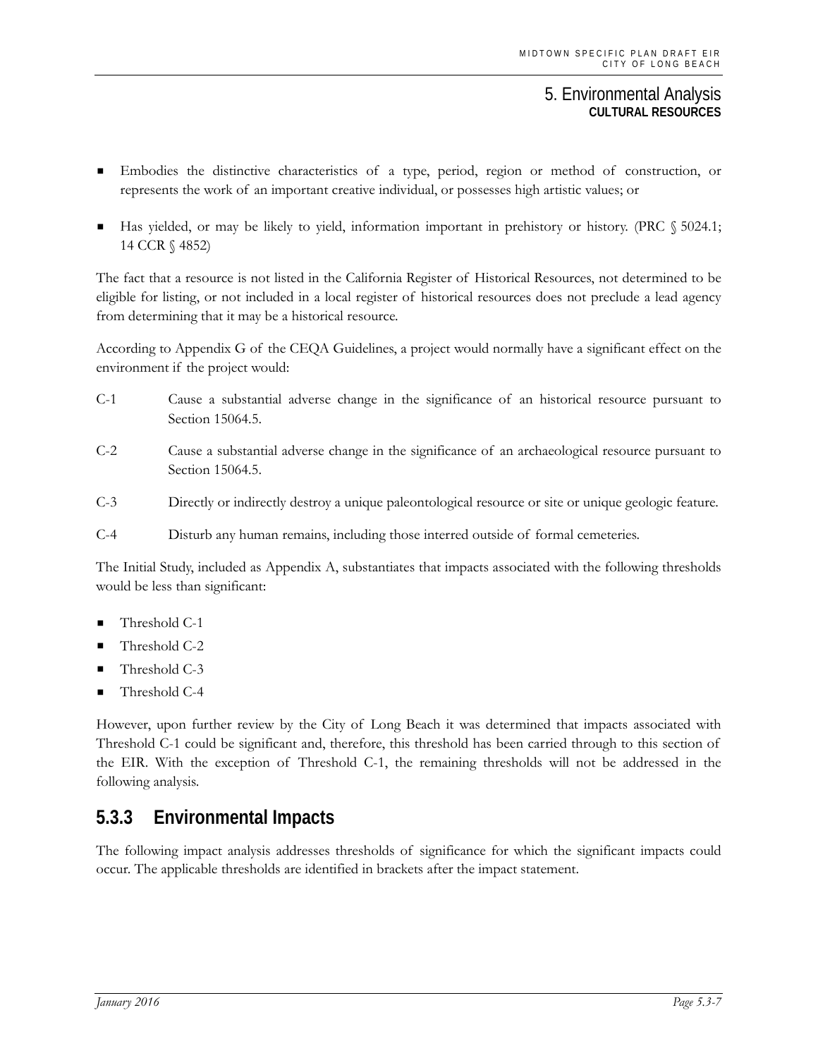- Embodies the distinctive characteristics of a type, period, region or method of construction, or represents the work of an important creative individual, or possesses high artistic values; or
- Has yielded, or may be likely to yield, information important in prehistory or history. (PRC § 5024.1; 14 CCR § 4852)

The fact that a resource is not listed in the California Register of Historical Resources, not determined to be eligible for listing, or not included in a local register of historical resources does not preclude a lead agency from determining that it may be a historical resource.

According to Appendix G of the CEQA Guidelines, a project would normally have a significant effect on the environment if the project would:

C-1 Cause a substantial adverse change in the significance of an historical resource pursuant to Section 15064.5.

C-2 Cause a substantial adverse change in the significance of an archaeological resource pursuant to Section 15064.5.

C-3 Directly or indirectly destroy a unique paleontological resource or site or unique geologic feature.

C-4 Disturb any human remains, including those interred outside of formal cemeteries.

The Initial Study, included as Appendix A, substantiates that impacts associated with the following thresholds would be less than significant:

- Threshold C-1
- Threshold C-2
- Threshold C-3
- Threshold C-4

However, upon further review by the City of Long Beach it was determined that impacts associated with Threshold C-1 could be significant and, therefore, this threshold has been carried through to this section of the EIR. With the exception of Threshold C-1, the remaining thresholds will not be addressed in the following analysis.

## 5.3.3 Environmental Impacts

The following impact analysis addresses thresholds of significance for which the significant impacts could occur. The applicable thresholds are identified in brackets after the impact statement.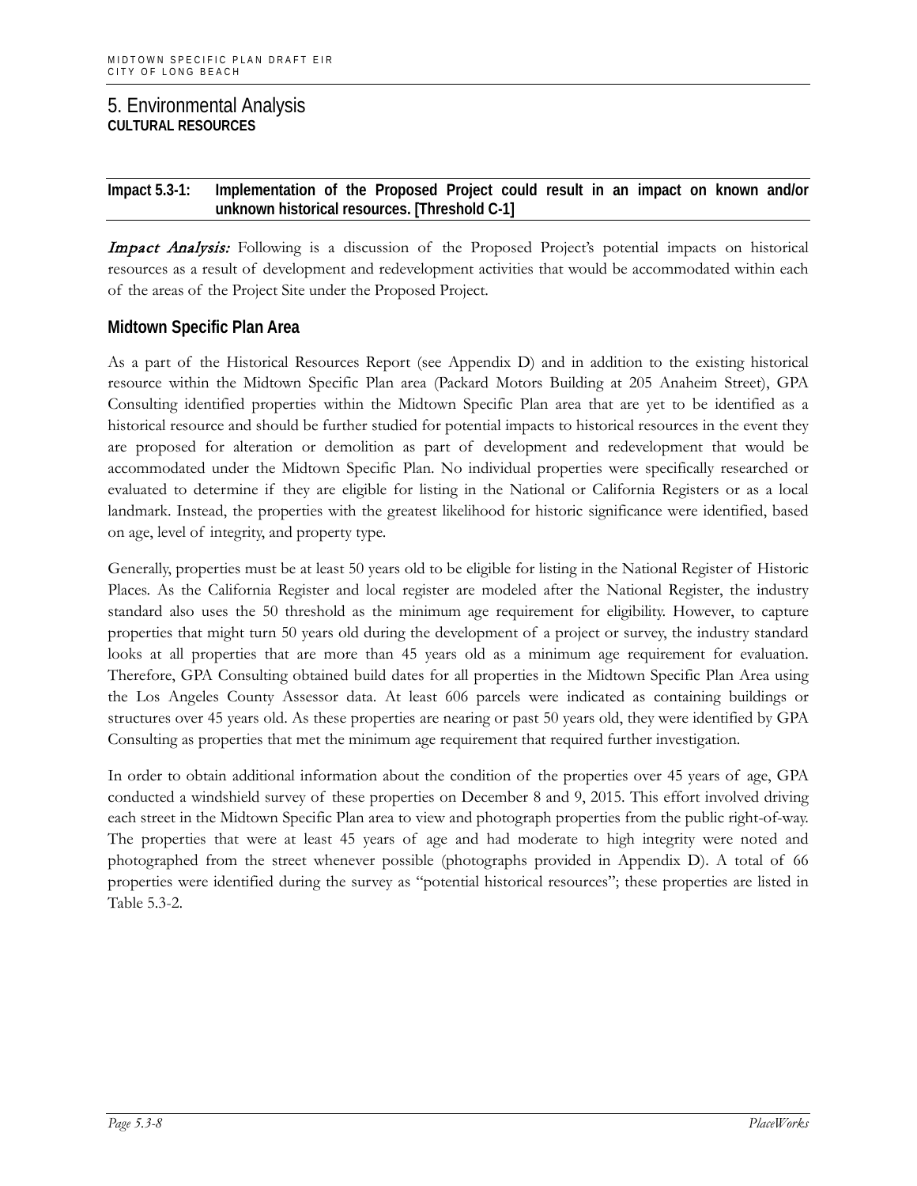**Impact 5.3-1: Implementation of the Proposed Project could result in an impact on known and/or unknown historical resources. [Threshold C-1]**

*Impact Analysis:* Following is a discussion of the Proposed Project's potential impacts on historical resources as a result of development and redevelopment activities that would be accommodated within each of the areas of the Project Site under the Proposed Project.

### Midtown Specific Plan Area

As a part of the Historical Resources Report (see Appendix D) and in addition to the existing historical resource within the Midtown Specific Plan area (Packard Motors Building at 205 Anaheim Street), GPA Consulting identified properties within the Midtown Specific Plan area that are yet to be identified as a historical resource and should be further studied for potential impacts to historical resources in the event they are proposed for alteration or demolition as part of development and redevelopment that would be accommodated under the Midtown Specific Plan. No individual properties were specifically researched or evaluated to determine if they are eligible for listing in the National or California Registers or as a local landmark. Instead, the properties with the greatest likelihood for historic significance were identified, based on age, level of integrity, and property type.

Generally, properties must be at least 50 years old to be eligible for listing in the National Register of Historic Places. As the California Register and local register are modeled after the National Register, the industry standard also uses the 50 threshold as the minimum age requirement for eligibility. However, to capture properties that might turn 50 years old during the development of a project or survey, the industry standard looks at all properties that are more than 45 years old as a minimum age requirement for evaluation. Therefore, GPA Consulting obtained build dates for all properties in the Midtown Specific Plan Area using the Los Angeles County Assessor data. At least 606 parcels were indicated as containing buildings or structures over 45 years old. As these properties are nearing or past 50 years old, they were identified by GPA Consulting as properties that met the minimum age requirement that required further investigation.

In order to obtain additional information about the condition of the properties over 45 years of age, GPA conducted a windshield survey of these properties on December 8 and 9, 2015. This effort involved driving each street in the Midtown Specific Plan area to view and photograph properties from the public right-of-way. The properties that were at least 45 years of age and had moderate to high integrity were noted and photographed from the street whenever possible (photographs provided in Appendix D). A total of 66 properties were identified during the survey as "potential historical resources"; these properties are listed in Table 5.3-2.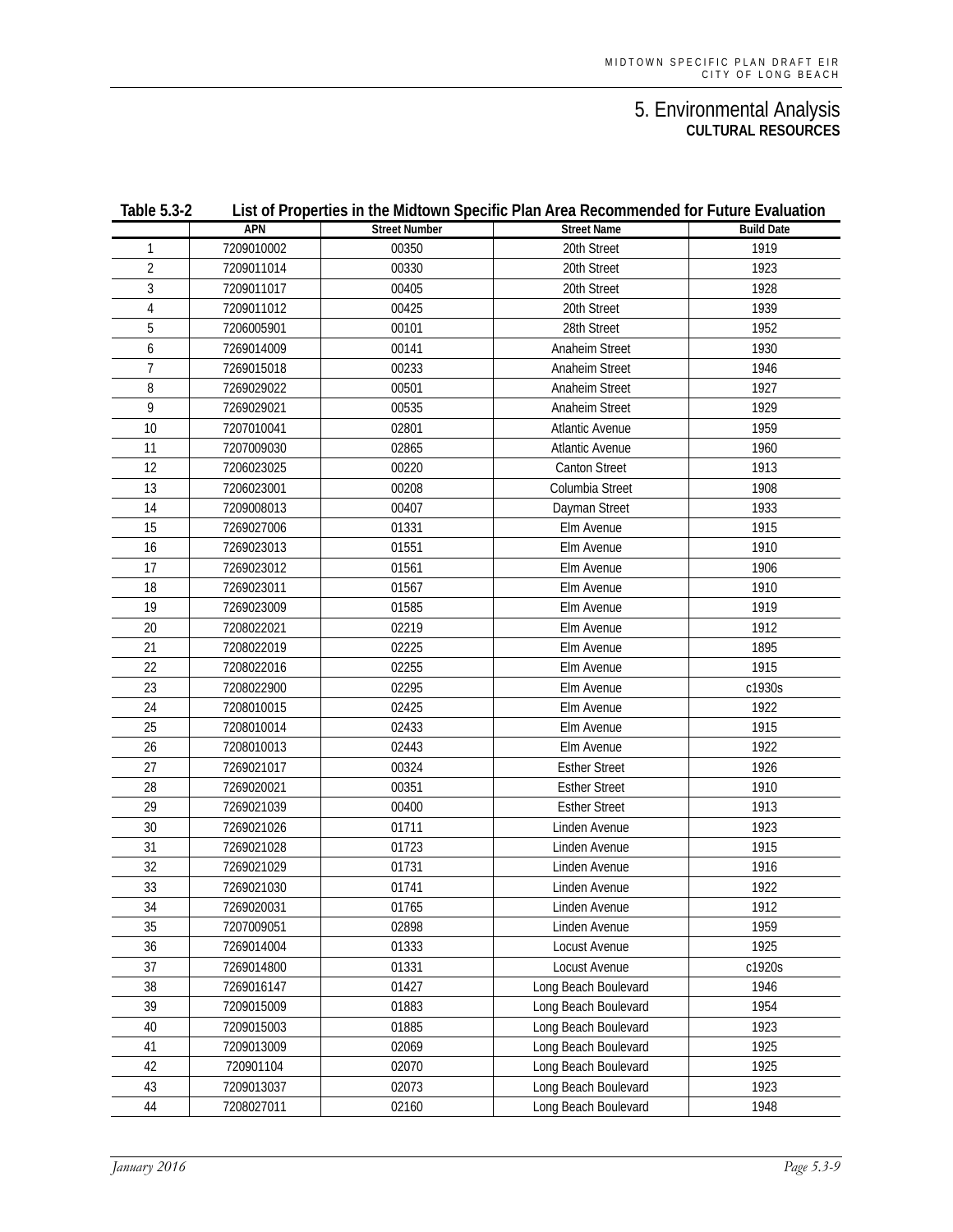## 5. Environmental Analysis

### CULTURAL RESOURCES

**Table 5.3-2 List of Properties in the Midtown Specific Plan Area Recommended for Future Evaluation**

| | APN | Street Number | Street Name | Build Date |
|---|---|---|---|---|
| 1 | 7209010002 | 00350 | 20th Street | 1919 |
| 2 | 7209011014 | 00330 | 20th Street | 1923 |
| 3 | 7209011017 | 00405 | 20th Street | 1928 |
| 4 | 7209011012 | 00425 | 20th Street | 1939 |
| 5 | 7206005901 | 00101 | 28th Street | 1952 |
| 6 | 7269014009 | 00141 | Anaheim Street | 1930 |
| 7 | 7269015018 | 00233 | Anaheim Street | 1946 |
| 8 | 7269029022 | 00501 | Anaheim Street | 1927 |
| 9 | 7269029021 | 00535 | Anaheim Street | 1929 |
| 10 | 7207010041 | 02801 | Atlantic Avenue | 1959 |
| 11 | 7207009030 | 02865 | Atlantic Avenue | 1960 |
| 12 | 7206023025 | 00220 | Canton Street | 1913 |
| 13 | 7206023001 | 00208 | Columbia Street | 1908 |
| 14 | 7209008013 | 00407 | Dayman Street | 1933 |
| 15 | 7269027006 | 01331 | Elm Avenue | 1915 |
| 16 | 7269023013 | 01551 | Elm Avenue | 1910 |
| 17 | 7269023012 | 01561 | Elm Avenue | 1906 |
| 18 | 7269023011 | 01567 | Elm Avenue | 1910 |
| 19 | 7269023009 | 01585 | Elm Avenue | 1919 |
| 20 | 7208022021 | 02219 | Elm Avenue | 1912 |
| 21 | 7208022019 | 02225 | Elm Avenue | 1895 |
| 22 | 7208022016 | 02255 | Elm Avenue | 1915 |
| 23 | 7208022900 | 02295 | Elm Avenue | c1930s |
| 24 | 7208010015 | 02425 | Elm Avenue | 1922 |
| 25 | 7208010014 | 02433 | Elm Avenue | 1915 |
| 26 | 7208010013 | 02443 | Elm Avenue | 1922 |
| 27 | 7269021017 | 00324 | Esther Street | 1926 |
| 28 | 7269020021 | 00351 | Esther Street | 1910 |
| 29 | 7269021039 | 00400 | Esther Street | 1913 |
| 30 | 7269021026 | 01711 | Linden Avenue | 1923 |
| 31 | 7269021028 | 01723 | Linden Avenue | 1915 |
| 32 | 7269021029 | 01731 | Linden Avenue | 1916 |
| 33 | 7269021030 | 01741 | Linden Avenue | 1922 |
| 34 | 7269020031 | 01765 | Linden Avenue | 1912 |
| 35 | 7207009051 | 02898 | Linden Avenue | 1959 |
| 36 | 7269014004 | 01333 | Locust Avenue | 1925 |
| 37 | 7269014800 | 01331 | Locust Avenue | c1920s |
| 38 | 7269016147 | 01427 | Long Beach Boulevard | 1946 |
| 39 | 7209015009 | 01883 | Long Beach Boulevard | 1954 |
| 40 | 7209015003 | 01885 | Long Beach Boulevard | 1923 |
| 41 | 7209013009 | 02069 | Long Beach Boulevard | 1925 |
| 42 | 720901104 | 02070 | Long Beach Boulevard | 1925 |
| 43 | 7209013037 | 02073 | Long Beach Boulevard | 1923 |
| 44 | 7208027011 | 02160 | Long Beach Boulevard | 1948 |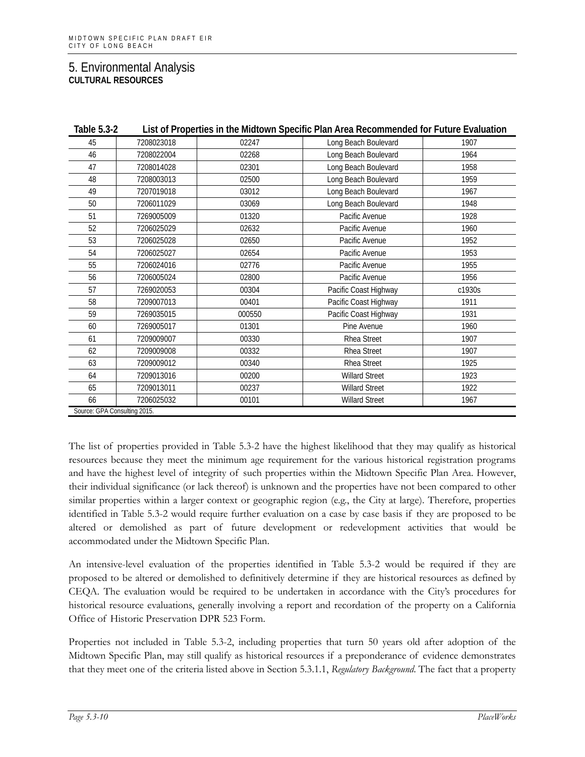# 5. Environmental Analysis

## CULTURAL RESOURCES

**Table 5.3-2 List of Properties in the Midtown Specific Plan Area Recommended for Future Evaluation**

| | | | | |
|---|---|---|---|---|
| 45 | 7208023018 | 02247 | Long Beach Boulevard | 1907 |
| 46 | 7208022004 | 02268 | Long Beach Boulevard | 1964 |
| 47 | 7208014028 | 02301 | Long Beach Boulevard | 1958 |
| 48 | 7208003013 | 02500 | Long Beach Boulevard | 1959 |
| 49 | 7207019018 | 03012 | Long Beach Boulevard | 1967 |
| 50 | 7206011029 | 03069 | Long Beach Boulevard | 1948 |
| 51 | 7269005009 | 01320 | Pacific Avenue | 1928 |
| 52 | 7206025029 | 02632 | Pacific Avenue | 1960 |
| 53 | 7206025028 | 02650 | Pacific Avenue | 1952 |
| 54 | 7206025027 | 02654 | Pacific Avenue | 1953 |
| 55 | 7206024016 | 02776 | Pacific Avenue | 1955 |
| 56 | 7206005024 | 02800 | Pacific Avenue | 1956 |
| 57 | 7269020053 | 00304 | Pacific Coast Highway | c1930s |
| 58 | 7209007013 | 00401 | Pacific Coast Highway | 1911 |
| 59 | 7269035015 | 000550 | Pacific Coast Highway | 1931 |
| 60 | 7269005017 | 01301 | Pine Avenue | 1960 |
| 61 | 7209009007 | 00330 | Rhea Street | 1907 |
| 62 | 7209009008 | 00332 | Rhea Street | 1907 |
| 63 | 7209009012 | 00340 | Rhea Street | 1925 |
| 64 | 7209013016 | 00200 | Willard Street | 1923 |
| 65 | 7209013011 | 00237 | Willard Street | 1922 |
| 66 | 7206025032 | 00101 | Willard Street | 1967 |

Source: GPA Consulting 2015.

The list of properties provided in Table 5.3-2 have the highest likelihood that they may qualify as historical resources because they meet the minimum age requirement for the various historical registration programs and have the highest level of integrity of such properties within the Midtown Specific Plan Area. However, their individual significance (or lack thereof) is unknown and the properties have not been compared to other similar properties within a larger context or geographic region (e.g., the City at large). Therefore, properties identified in Table 5.3-2 would require further evaluation on a case by case basis if they are proposed to be altered or demolished as part of future development or redevelopment activities that would be accommodated under the Midtown Specific Plan.

An intensive-level evaluation of the properties identified in Table 5.3-2 would be required if they are proposed to be altered or demolished to definitively determine if they are historical resources as defined by CEQA. The evaluation would be required to be undertaken in accordance with the City's procedures for historical resource evaluations, generally involving a report and recordation of the property on a California Office of Historic Preservation DPR 523 Form.

Properties not included in Table 5.3-2, including properties that turn 50 years old after adoption of the Midtown Specific Plan, may still qualify as historical resources if a preponderance of evidence demonstrates that they meet one of the criteria listed above in Section 5.3.1.1, *Regulatory Background*. The fact that a property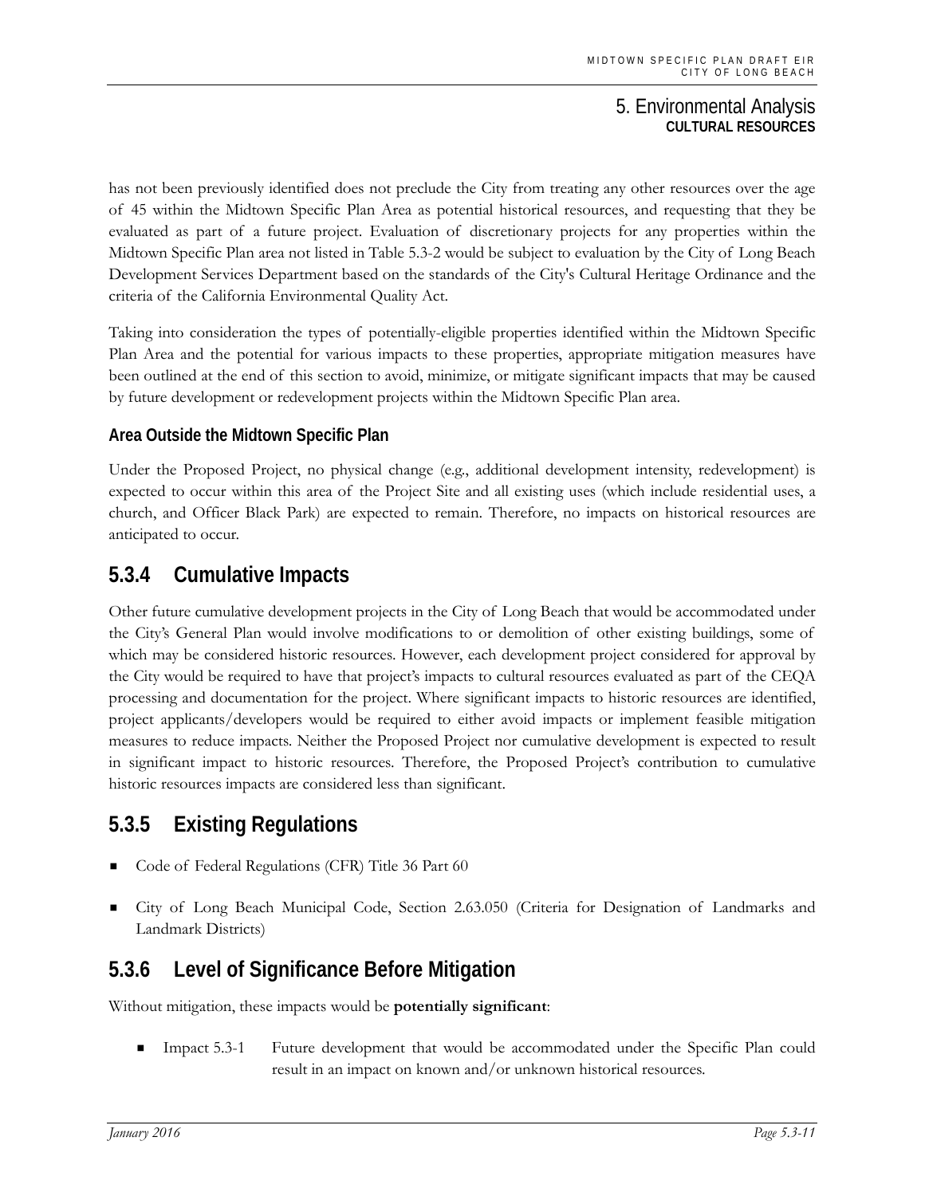has not been previously identified does not preclude the City from treating any other resources over the age of 45 within the Midtown Specific Plan Area as potential historical resources, and requesting that they be evaluated as part of a future project. Evaluation of discretionary projects for any properties within the Midtown Specific Plan area not listed in Table 5.3-2 would be subject to evaluation by the City of Long Beach Development Services Department based on the standards of the City's Cultural Heritage Ordinance and the criteria of the California Environmental Quality Act.

Taking into consideration the types of potentially-eligible properties identified within the Midtown Specific Plan Area and the potential for various impacts to these properties, appropriate mitigation measures have been outlined at the end of this section to avoid, minimize, or mitigate significant impacts that may be caused by future development or redevelopment projects within the Midtown Specific Plan area.

#### Area Outside the Midtown Specific Plan

Under the Proposed Project, no physical change (e.g., additional development intensity, redevelopment) is expected to occur within this area of the Project Site and all existing uses (which include residential uses, a church, and Officer Black Park) are expected to remain. Therefore, no impacts on historical resources are anticipated to occur.

## 5.3.4 Cumulative Impacts

Other future cumulative development projects in the City of Long Beach that would be accommodated under the City's General Plan would involve modifications to or demolition of other existing buildings, some of which may be considered historic resources. However, each development project considered for approval by the City would be required to have that project's impacts to cultural resources evaluated as part of the CEQA processing and documentation for the project. Where significant impacts to historic resources are identified, project applicants/developers would be required to either avoid impacts or implement feasible mitigation measures to reduce impacts. Neither the Proposed Project nor cumulative development is expected to result in significant impact to historic resources. Therefore, the Proposed Project's contribution to cumulative historic resources impacts are considered less than significant.

## 5.3.5 Existing Regulations

- Code of Federal Regulations (CFR) Title 36 Part 60
- City of Long Beach Municipal Code, Section 2.63.050 (Criteria for Designation of Landmarks and Landmark Districts)

## 5.3.6 Level of Significance Before Mitigation

Without mitigation, these impacts would be **potentially significant**:

- Impact 5.3-1 Future development that would be accommodated under the Specific Plan could result in an impact on known and/or unknown historical resources.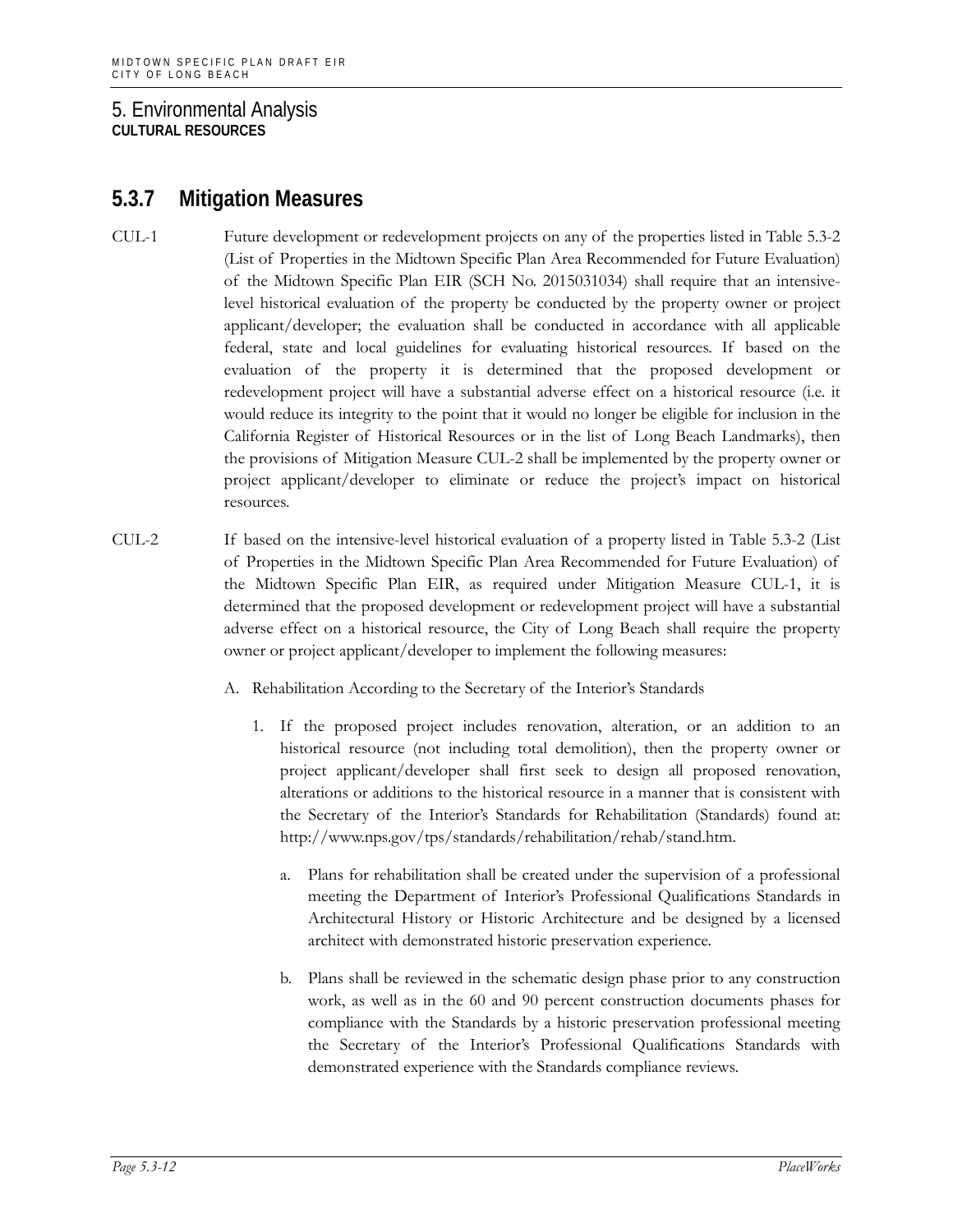# 5. Environmental Analysis
**CULTURAL RESOURCES**

### 5.3.7 Mitigation Measures

CUL-1 Future development or redevelopment projects on any of the properties listed in Table 5.3-2 (List of Properties in the Midtown Specific Plan Area Recommended for Future Evaluation) of the Midtown Specific Plan EIR (SCH No. 2015031034) shall require that an intensive-level historical evaluation of the property be conducted by the property owner or project applicant/developer; the evaluation shall be conducted in accordance with all applicable federal, state and local guidelines for evaluating historical resources. If based on the evaluation of the property it is determined that the proposed development or redevelopment project will have a substantial adverse effect on a historical resource (i.e. it would reduce its integrity to the point that it would no longer be eligible for inclusion in the California Register of Historical Resources or in the list of Long Beach Landmarks), then the provisions of Mitigation Measure CUL-2 shall be implemented by the property owner or project applicant/developer to eliminate or reduce the project's impact on historical resources.

CUL-2 If based on the intensive-level historical evaluation of a property listed in Table 5.3-2 (List of Properties in the Midtown Specific Plan Area Recommended for Future Evaluation) of the Midtown Specific Plan EIR, as required under Mitigation Measure CUL-1, it is determined that the proposed development or redevelopment project will have a substantial adverse effect on a historical resource, the City of Long Beach shall require the property owner or project applicant/developer to implement the following measures:

A. Rehabilitation According to the Secretary of the Interior's Standards

1. If the proposed project includes renovation, alteration, or an addition to an historical resource (not including total demolition), then the property owner or project applicant/developer shall first seek to design all proposed renovation, alterations or additions to the historical resource in a manner that is consistent with the Secretary of the Interior's Standards for Rehabilitation (Standards) found at: http://www.nps.gov/tps/standards/rehabilitation/rehab/stand.htm.

   a. Plans for rehabilitation shall be created under the supervision of a professional meeting the Department of Interior's Professional Qualifications Standards in Architectural History or Historic Architecture and be designed by a licensed architect with demonstrated historic preservation experience.

   b. Plans shall be reviewed in the schematic design phase prior to any construction work, as well as in the 60 and 90 percent construction documents phases for compliance with the Standards by a historic preservation professional meeting the Secretary of the Interior's Professional Qualifications Standards with demonstrated experience with the Standards compliance reviews.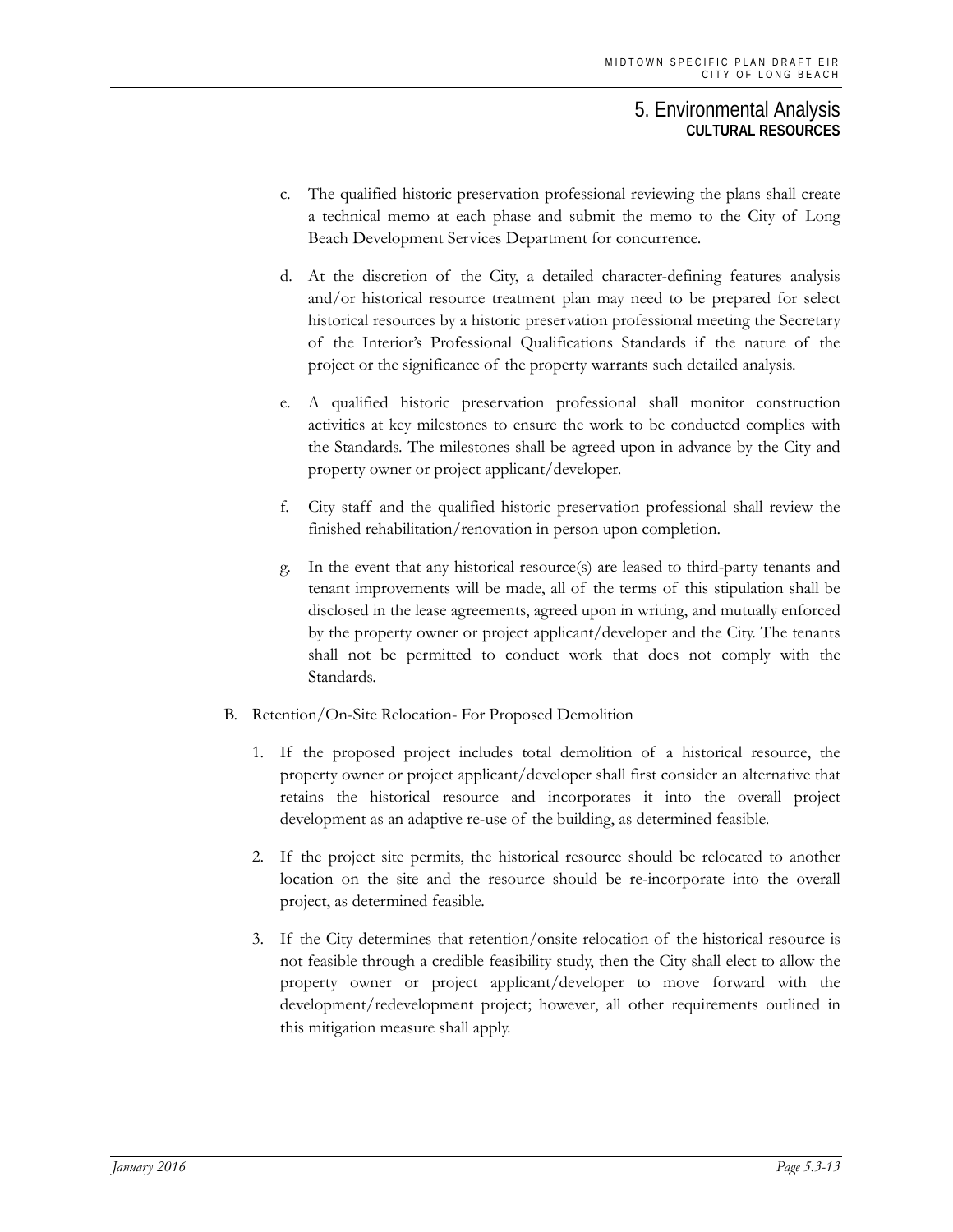c. The qualified historic preservation professional reviewing the plans shall create a technical memo at each phase and submit the memo to the City of Long Beach Development Services Department for concurrence.

d. At the discretion of the City, a detailed character-defining features analysis and/or historical resource treatment plan may need to be prepared for select historical resources by a historic preservation professional meeting the Secretary of the Interior's Professional Qualifications Standards if the nature of the project or the significance of the property warrants such detailed analysis.

e. A qualified historic preservation professional shall monitor construction activities at key milestones to ensure the work to be conducted complies with the Standards. The milestones shall be agreed upon in advance by the City and property owner or project applicant/developer.

f. City staff and the qualified historic preservation professional shall review the finished rehabilitation/renovation in person upon completion.

g. In the event that any historical resource(s) are leased to third-party tenants and tenant improvements will be made, all of the terms of this stipulation shall be disclosed in the lease agreements, agreed upon in writing, and mutually enforced by the property owner or project applicant/developer and the City. The tenants shall not be permitted to conduct work that does not comply with the Standards.

B. Retention/On-Site Relocation- For Proposed Demolition

1. If the proposed project includes total demolition of a historical resource, the property owner or project applicant/developer shall first consider an alternative that retains the historical resource and incorporates it into the overall project development as an adaptive re-use of the building, as determined feasible.

2. If the project site permits, the historical resource should be relocated to another location on the site and the resource should be re-incorporate into the overall project, as determined feasible.

3. If the City determines that retention/onsite relocation of the historical resource is not feasible through a credible feasibility study, then the City shall elect to allow the property owner or project applicant/developer to move forward with the development/redevelopment project; however, all other requirements outlined in this mitigation measure shall apply.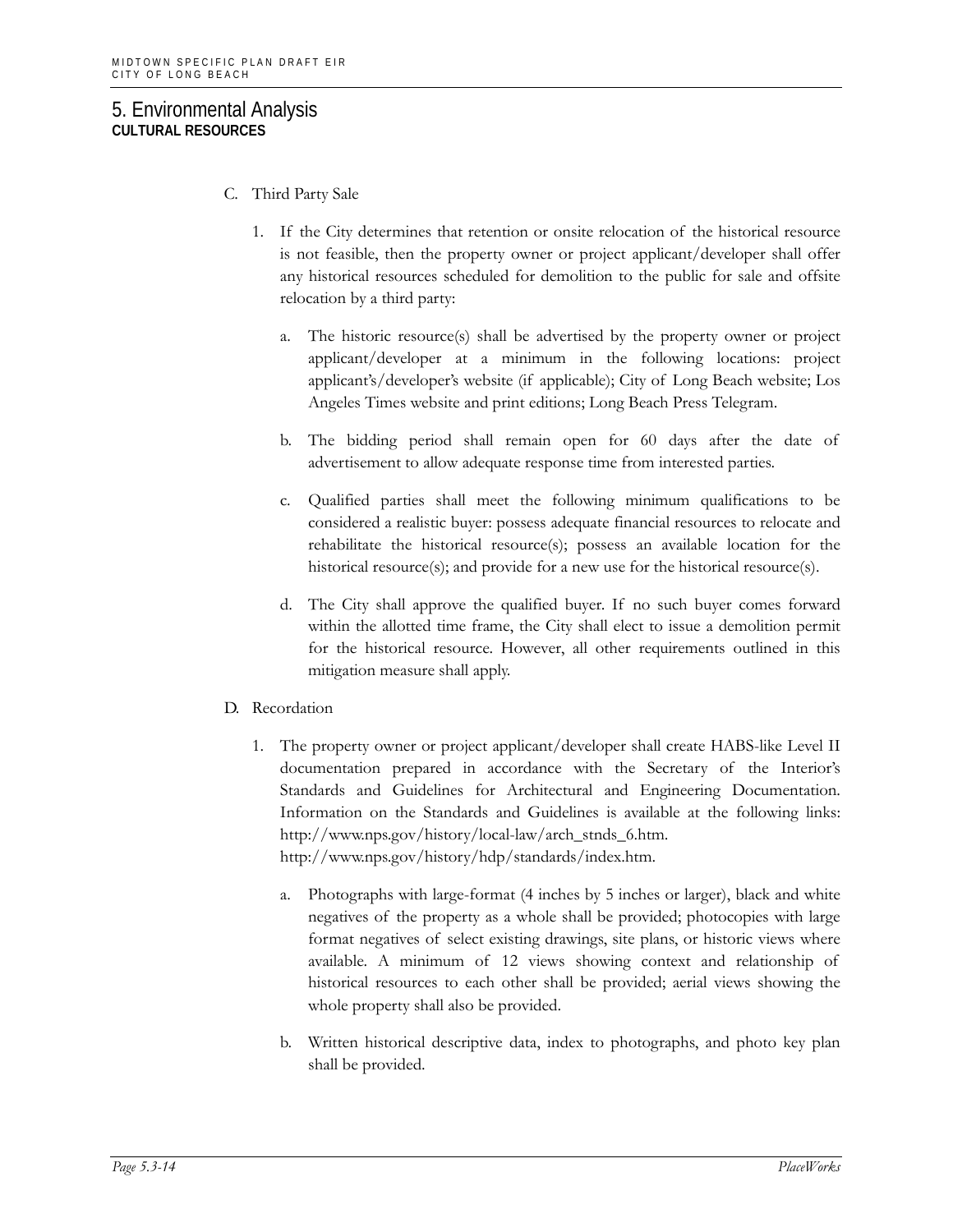C. Third Party Sale

1. If the City determines that retention or onsite relocation of the historical resource is not feasible, then the property owner or project applicant/developer shall offer any historical resources scheduled for demolition to the public for sale and offsite relocation by a third party:

   a. The historic resource(s) shall be advertised by the property owner or project applicant/developer at a minimum in the following locations: project applicant's/developer's website (if applicable); City of Long Beach website; Los Angeles Times website and print editions; Long Beach Press Telegram.

   b. The bidding period shall remain open for 60 days after the date of advertisement to allow adequate response time from interested parties.

   c. Qualified parties shall meet the following minimum qualifications to be considered a realistic buyer: possess adequate financial resources to relocate and rehabilitate the historical resource(s); possess an available location for the historical resource(s); and provide for a new use for the historical resource(s).

   d. The City shall approve the qualified buyer. If no such buyer comes forward within the allotted time frame, the City shall elect to issue a demolition permit for the historical resource. However, all other requirements outlined in this mitigation measure shall apply.

D. Recordation

1. The property owner or project applicant/developer shall create HABS-like Level II documentation prepared in accordance with the Secretary of the Interior's Standards and Guidelines for Architectural and Engineering Documentation. Information on the Standards and Guidelines is available at the following links: http://www.nps.gov/history/local-law/arch_stnds_6.htm. http://www.nps.gov/history/hdp/standards/index.htm.

   a. Photographs with large-format (4 inches by 5 inches or larger), black and white negatives of the property as a whole shall be provided; photocopies with large format negatives of select existing drawings, site plans, or historic views where available. A minimum of 12 views showing context and relationship of historical resources to each other shall be provided; aerial views showing the whole property shall also be provided.

   b. Written historical descriptive data, index to photographs, and photo key plan shall be provided.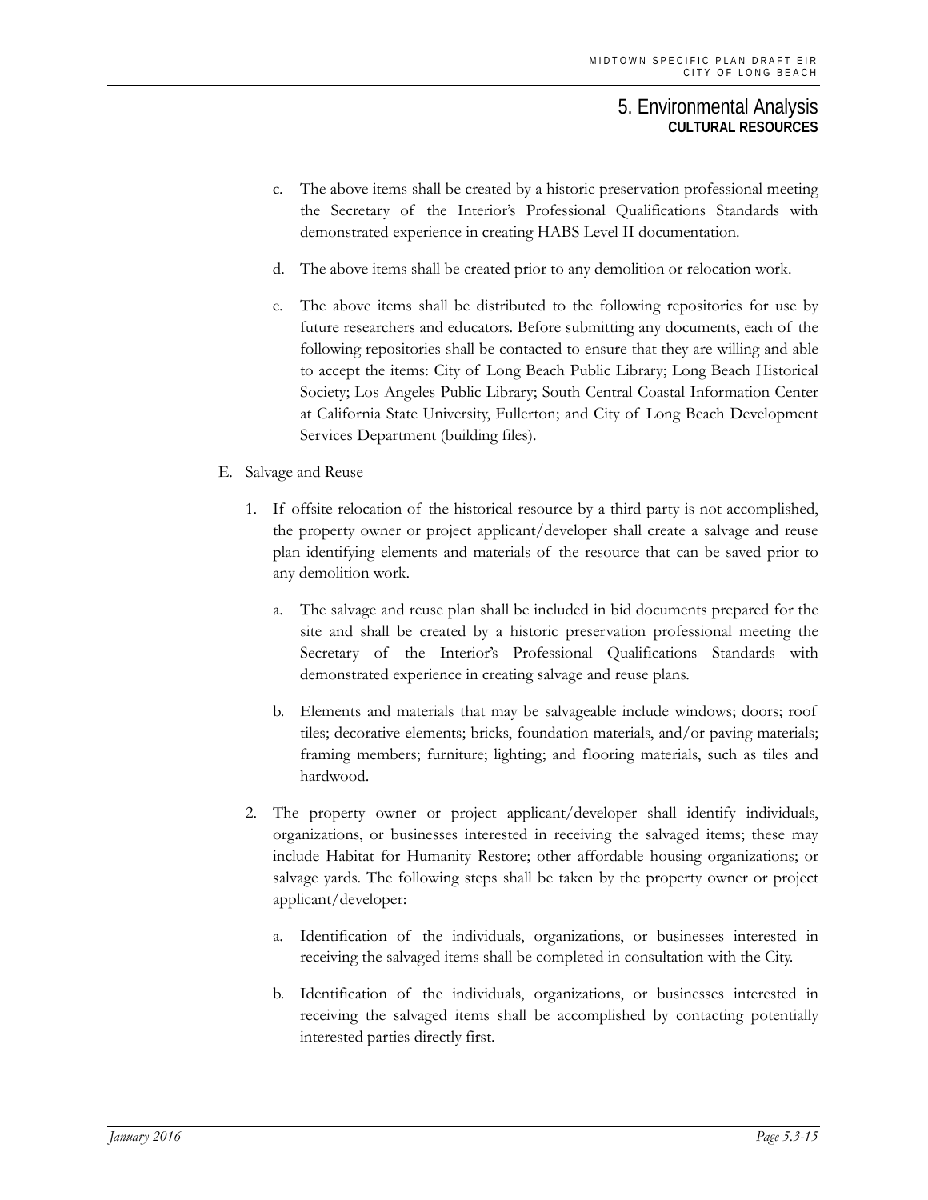c. The above items shall be created by a historic preservation professional meeting the Secretary of the Interior's Professional Qualifications Standards with demonstrated experience in creating HABS Level II documentation.

d. The above items shall be created prior to any demolition or relocation work.

e. The above items shall be distributed to the following repositories for use by future researchers and educators. Before submitting any documents, each of the following repositories shall be contacted to ensure that they are willing and able to accept the items: City of Long Beach Public Library; Long Beach Historical Society; Los Angeles Public Library; South Central Coastal Information Center at California State University, Fullerton; and City of Long Beach Development Services Department (building files).

E. Salvage and Reuse

1. If offsite relocation of the historical resource by a third party is not accomplished, the property owner or project applicant/developer shall create a salvage and reuse plan identifying elements and materials of the resource that can be saved prior to any demolition work.

   a. The salvage and reuse plan shall be included in bid documents prepared for the site and shall be created by a historic preservation professional meeting the Secretary of the Interior's Professional Qualifications Standards with demonstrated experience in creating salvage and reuse plans.

   b. Elements and materials that may be salvageable include windows; doors; roof tiles; decorative elements; bricks, foundation materials, and/or paving materials; framing members; furniture; lighting; and flooring materials, such as tiles and hardwood.

2. The property owner or project applicant/developer shall identify individuals, organizations, or businesses interested in receiving the salvaged items; these may include Habitat for Humanity Restore; other affordable housing organizations; or salvage yards. The following steps shall be taken by the property owner or project applicant/developer:

   a. Identification of the individuals, organizations, or businesses interested in receiving the salvaged items shall be completed in consultation with the City.

   b. Identification of the individuals, organizations, or businesses interested in receiving the salvaged items shall be accomplished by contacting potentially interested parties directly first.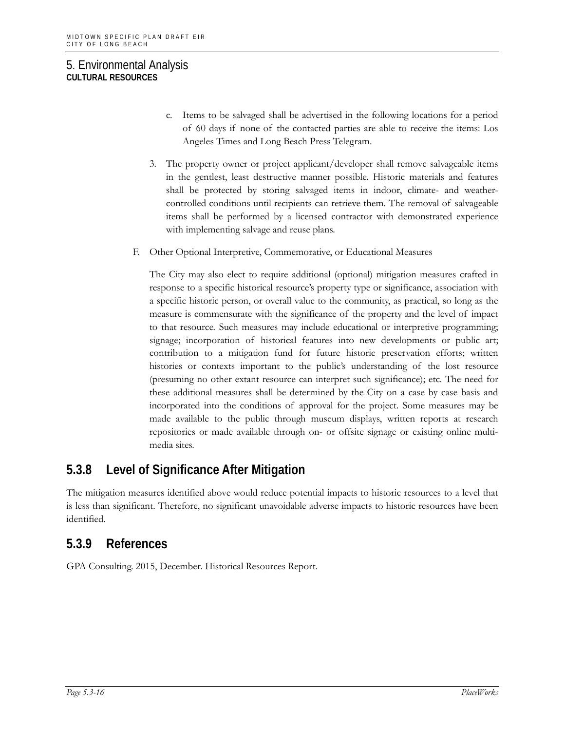c. Items to be salvaged shall be advertised in the following locations for a period of 60 days if none of the contacted parties are able to receive the items: Los Angeles Times and Long Beach Press Telegram.

3. The property owner or project applicant/developer shall remove salvageable items in the gentlest, least destructive manner possible. Historic materials and features shall be protected by storing salvaged items in indoor, climate- and weather-controlled conditions until recipients can retrieve them. The removal of salvageable items shall be performed by a licensed contractor with demonstrated experience with implementing salvage and reuse plans.

F. Other Optional Interpretive, Commemorative, or Educational Measures

The City may also elect to require additional (optional) mitigation measures crafted in response to a specific historical resource's property type or significance, association with a specific historic person, or overall value to the community, as practical, so long as the measure is commensurate with the significance of the property and the level of impact to that resource. Such measures may include educational or interpretive programming; signage; incorporation of historical features into new developments or public art; contribution to a mitigation fund for future historic preservation efforts; written histories or contexts important to the public's understanding of the lost resource (presuming no other extant resource can interpret such significance); etc. The need for these additional measures shall be determined by the City on a case by case basis and incorporated into the conditions of approval for the project. Some measures may be made available to the public through museum displays, written reports at research repositories or made available through on- or offsite signage or existing online multi-media sites.

## 5.3.8 Level of Significance After Mitigation

The mitigation measures identified above would reduce potential impacts to historic resources to a level that is less than significant. Therefore, no significant unavoidable adverse impacts to historic resources have been identified.

## 5.3.9 References

GPA Consulting. 2015, December. Historical Resources Report.